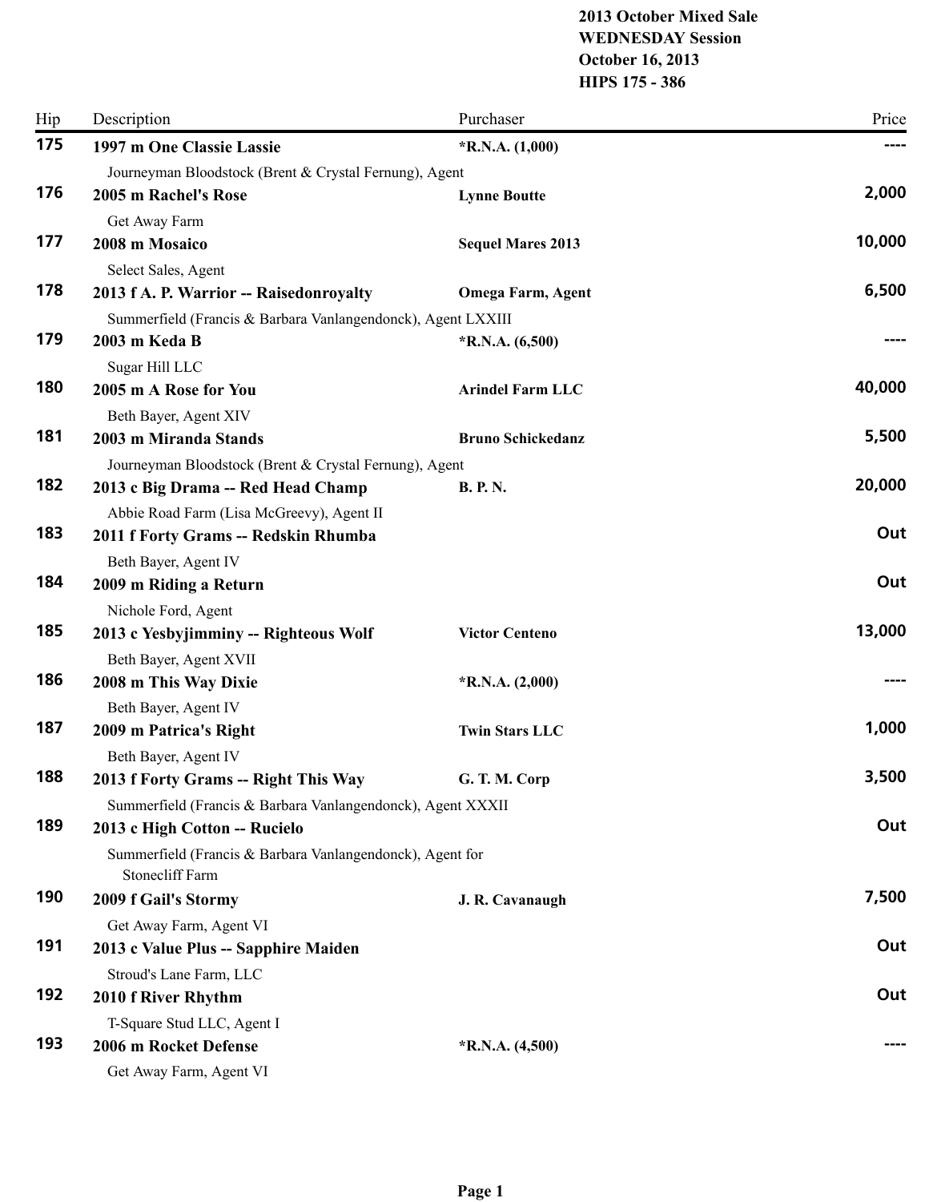**2013 October Mixed Sale**
**WEDNESDAY Session**
**October 16, 2013**
**HIPS 175 - 386**

| Hip | Description | Purchaser | Price |
|---|---|---|---|
| **175** | **1997 m One Classie Lassie**<br>Journeyman Bloodstock (Brent & Crystal Fernung), Agent | ***R.N.A. (1,000)** | **----** |
| **176** | **2005 m Rachel's Rose**<br>Get Away Farm | **Lynne Boutte** | **2,000** |
| **177** | **2008 m Mosaico**<br>Select Sales, Agent | **Sequel Mares 2013** | **10,000** |
| **178** | **2013 f A. P. Warrior -- Raisedonroyalty**<br>Summerfield (Francis & Barbara Vanlangendonck), Agent LXXIII | **Omega Farm, Agent** | **6,500** |
| **179** | **2003 m Keda B**<br>Sugar Hill LLC | ***R.N.A. (6,500)** | **----** |
| **180** | **2005 m A Rose for You**<br>Beth Bayer, Agent XIV | **Arindel Farm LLC** | **40,000** |
| **181** | **2003 m Miranda Stands**<br>Journeyman Bloodstock (Brent & Crystal Fernung), Agent | **Bruno Schickedanz** | **5,500** |
| **182** | **2013 c Big Drama -- Red Head Champ**<br>Abbie Road Farm (Lisa McGreevy), Agent II | **B. P. N.** | **20,000** |
| **183** | **2011 f Forty Grams -- Redskin Rhumba**<br>Beth Bayer, Agent IV | | **Out** |
| **184** | **2009 m Riding a Return**<br>Nichole Ford, Agent | | **Out** |
| **185** | **2013 c Yesbyjimminy -- Righteous Wolf**<br>Beth Bayer, Agent XVII | **Victor Centeno** | **13,000** |
| **186** | **2008 m This Way Dixie**<br>Beth Bayer, Agent IV | ***R.N.A. (2,000)** | **----** |
| **187** | **2009 m Patrica's Right**<br>Beth Bayer, Agent IV | **Twin Stars LLC** | **1,000** |
| **188** | **2013 f Forty Grams -- Right This Way**<br>Summerfield (Francis & Barbara Vanlangendonck), Agent XXXII | **G. T. M. Corp** | **3,500** |
| **189** | **2013 c High Cotton -- Rucielo**<br>Summerfield (Francis & Barbara Vanlangendonck), Agent for Stonecliff Farm | | **Out** |
| **190** | **2009 f Gail's Stormy**<br>Get Away Farm, Agent VI | **J. R. Cavanaugh** | **7,500** |
| **191** | **2013 c Value Plus -- Sapphire Maiden**<br>Stroud's Lane Farm, LLC | | **Out** |
| **192** | **2010 f River Rhythm**<br>T-Square Stud LLC, Agent I | | **Out** |
| **193** | **2006 m Rocket Defense**<br>Get Away Farm, Agent VI | ***R.N.A. (4,500)** | **----** |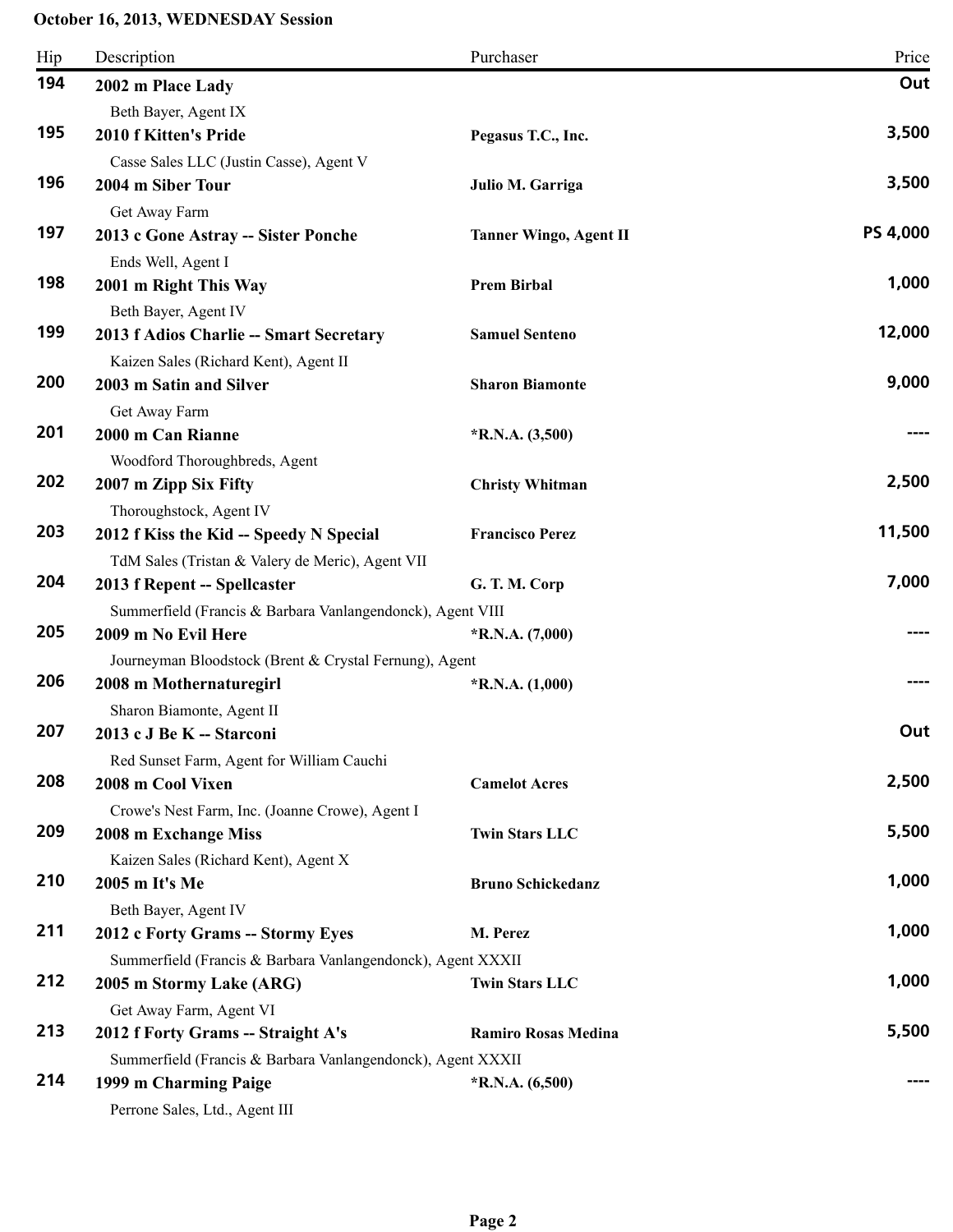**October 16, 2013, WEDNESDAY Session**

| Hip | Description | Purchaser | Price |
|---|---|---|---|
| 194 | **2002 m Place Lady**<br>Beth Bayer, Agent IX | | **Out** |
| 195 | **2010 f Kitten's Pride**<br>Casse Sales LLC (Justin Casse), Agent V | **Pegasus T.C., Inc.** | **3,500** |
| 196 | **2004 m Siber Tour**<br>Get Away Farm | **Julio M. Garriga** | **3,500** |
| 197 | **2013 c Gone Astray -- Sister Ponche**<br>Ends Well, Agent I | **Tanner Wingo, Agent II** | **PS 4,000** |
| 198 | **2001 m Right This Way**<br>Beth Bayer, Agent IV | **Prem Birbal** | **1,000** |
| 199 | **2013 f Adios Charlie -- Smart Secretary**<br>Kaizen Sales (Richard Kent), Agent II | **Samuel Senteno** | **12,000** |
| 200 | **2003 m Satin and Silver**<br>Get Away Farm | **Sharon Biamonte** | **9,000** |
| 201 | **2000 m Can Rianne**<br>Woodford Thoroughbreds, Agent | ***R.N.A. (3,500)** | **----** |
| 202 | **2007 m Zipp Six Fifty**<br>Thoroughstock, Agent IV | **Christy Whitman** | **2,500** |
| 203 | **2012 f Kiss the Kid -- Speedy N Special**<br>TdM Sales (Tristan & Valery de Meric), Agent VII | **Francisco Perez** | **11,500** |
| 204 | **2013 f Repent -- Spellcaster**<br>Summerfield (Francis & Barbara Vanlangendonck), Agent VIII | **G. T. M. Corp** | **7,000** |
| 205 | **2009 m No Evil Here**<br>Journeyman Bloodstock (Brent & Crystal Fernung), Agent | ***R.N.A. (7,000)** | **----** |
| 206 | **2008 m Mothernaturegirl**<br>Sharon Biamonte, Agent II | ***R.N.A. (1,000)** | **----** |
| 207 | **2013 c J Be K -- Starconi**<br>Red Sunset Farm, Agent for William Cauchi | | **Out** |
| 208 | **2008 m Cool Vixen**<br>Crowe's Nest Farm, Inc. (Joanne Crowe), Agent I | **Camelot Acres** | **2,500** |
| 209 | **2008 m Exchange Miss**<br>Kaizen Sales (Richard Kent), Agent X | **Twin Stars LLC** | **5,500** |
| 210 | **2005 m It's Me**<br>Beth Bayer, Agent IV | **Bruno Schickedanz** | **1,000** |
| 211 | **2012 c Forty Grams -- Stormy Eyes**<br>Summerfield (Francis & Barbara Vanlangendonck), Agent XXXII | **M. Perez** | **1,000** |
| 212 | **2005 m Stormy Lake (ARG)**<br>Get Away Farm, Agent VI | **Twin Stars LLC** | **1,000** |
| 213 | **2012 f Forty Grams -- Straight A's**<br>Summerfield (Francis & Barbara Vanlangendonck), Agent XXXII | **Ramiro Rosas Medina** | **5,500** |
| 214 | **1999 m Charming Paige**<br>Perrone Sales, Ltd., Agent III | ***R.N.A. (6,500)** | **----** |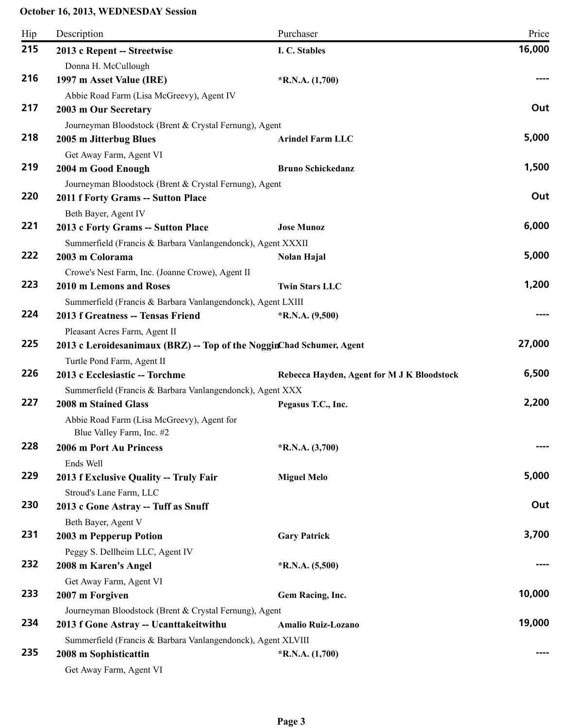**October 16, 2013, WEDNESDAY Session**

| Hip | Description | Purchaser | Price |
|---|---|---|---|
| **215** | **2013 c Repent -- Streetwise**<br>Donna H. McCullough | **I. C. Stables** | **16,000** |
| **216** | **1997 m Asset Value (IRE)**<br>Abbie Road Farm (Lisa McGreevy), Agent IV | ***R.N.A. (1,700)** | **----** |
| **217** | **2003 m Our Secretary**<br>Journeyman Bloodstock (Brent & Crystal Fernung), Agent | | **Out** |
| **218** | **2005 m Jitterbug Blues**<br>Get Away Farm, Agent VI | **Arindel Farm LLC** | **5,000** |
| **219** | **2004 m Good Enough**<br>Journeyman Bloodstock (Brent & Crystal Fernung), Agent | **Bruno Schickedanz** | **1,500** |
| **220** | **2011 f Forty Grams -- Sutton Place**<br>Beth Bayer, Agent IV | | **Out** |
| **221** | **2013 c Forty Grams -- Sutton Place**<br>Summerfield (Francis & Barbara Vanlangendonck), Agent XXXII | **Jose Munoz** | **6,000** |
| **222** | **2003 m Colorama**<br>Crowe's Nest Farm, Inc. (Joanne Crowe), Agent II | **Nolan Hajal** | **5,000** |
| **223** | **2010 m Lemons and Roses**<br>Summerfield (Francis & Barbara Vanlangendonck), Agent LXIII | **Twin Stars LLC** | **1,200** |
| **224** | **2013 f Greatness -- Tensas Friend**<br>Pleasant Acres Farm, Agent II | ***R.N.A. (9,500)** | **----** |
| **225** | **2013 c Leroidesanimaux (BRZ) -- Top of the Noggin**<br>Turtle Pond Farm, Agent II | **Chad Schumer, Agent** | **27,000** |
| **226** | **2013 c Ecclesiastic -- Torchme**<br>Summerfield (Francis & Barbara Vanlangendonck), Agent XXX | **Rebecca Hayden, Agent for M J K Bloodstock** | **6,500** |
| **227** | **2008 m Stained Glass**<br>Abbie Road Farm (Lisa McGreevy), Agent for Blue Valley Farm, Inc. #2 | **Pegasus T.C., Inc.** | **2,200** |
| **228** | **2006 m Port Au Princess**<br>Ends Well | ***R.N.A. (3,700)** | **----** |
| **229** | **2013 f Exclusive Quality -- Truly Fair**<br>Stroud's Lane Farm, LLC | **Miguel Melo** | **5,000** |
| **230** | **2013 c Gone Astray -- Tuff as Snuff**<br>Beth Bayer, Agent V | | **Out** |
| **231** | **2003 m Pepperup Potion**<br>Peggy S. Dellheim LLC, Agent IV | **Gary Patrick** | **3,700** |
| **232** | **2008 m Karen's Angel**<br>Get Away Farm, Agent VI | ***R.N.A. (5,500)** | **----** |
| **233** | **2007 m Forgiven**<br>Journeyman Bloodstock (Brent & Crystal Fernung), Agent | **Gem Racing, Inc.** | **10,000** |
| **234** | **2013 f Gone Astray -- Ucanttakeitwithu**<br>Summerfield (Francis & Barbara Vanlangendonck), Agent XLVIII | **Amalio Ruiz-Lozano** | **19,000** |
| **235** | **2008 m Sophisticattin**<br>Get Away Farm, Agent VI | ***R.N.A. (1,700)** | **----** |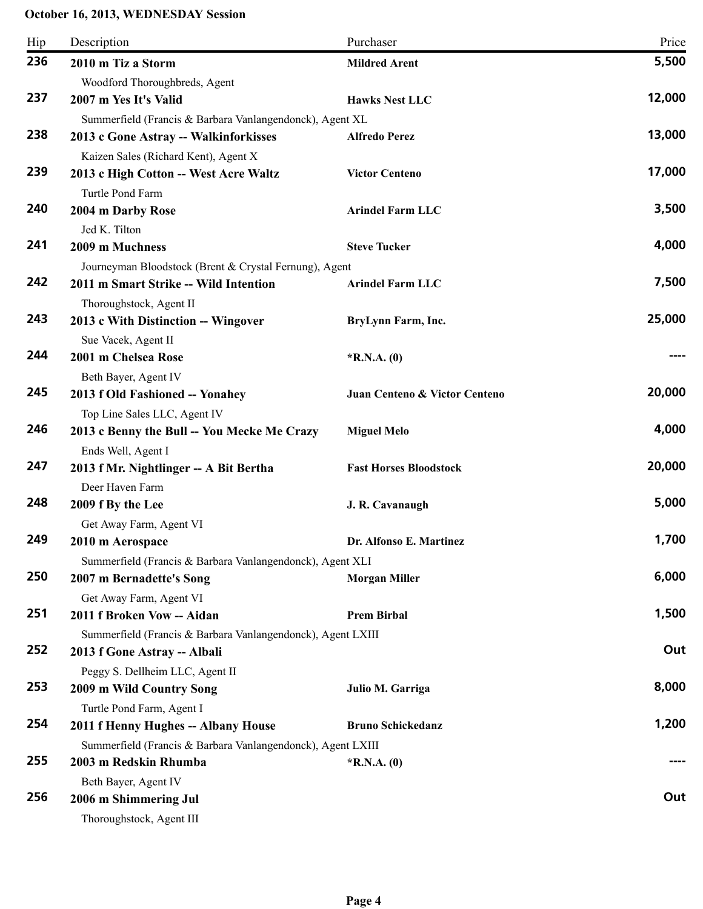**October 16, 2013, WEDNESDAY Session**

| Hip | Description | Purchaser | Price |
|---|---|---|---|
| **236** | **2010 m Tiz a Storm**<br>Woodford Thoroughbreds, Agent | **Mildred Arent** | **5,500** |
| **237** | **2007 m Yes It's Valid**<br>Summerfield (Francis & Barbara Vanlangendonck), Agent XL | **Hawks Nest LLC** | **12,000** |
| **238** | **2013 c Gone Astray -- Walkinforkisses**<br>Kaizen Sales (Richard Kent), Agent X | **Alfredo Perez** | **13,000** |
| **239** | **2013 c High Cotton -- West Acre Waltz**<br>Turtle Pond Farm | **Victor Centeno** | **17,000** |
| **240** | **2004 m Darby Rose**<br>Jed K. Tilton | **Arindel Farm LLC** | **3,500** |
| **241** | **2009 m Muchness**<br>Journeyman Bloodstock (Brent & Crystal Fernung), Agent | **Steve Tucker** | **4,000** |
| **242** | **2011 m Smart Strike -- Wild Intention**<br>Thoroughstock, Agent II | **Arindel Farm LLC** | **7,500** |
| **243** | **2013 c With Distinction -- Wingover**<br>Sue Vacek, Agent II | **BryLynn Farm, Inc.** | **25,000** |
| **244** | **2001 m Chelsea Rose**<br>Beth Bayer, Agent IV | ***R.N.A. (0)** | **----** |
| **245** | **2013 f Old Fashioned -- Yonahey**<br>Top Line Sales LLC, Agent IV | **Juan Centeno & Victor Centeno** | **20,000** |
| **246** | **2013 c Benny the Bull -- You Mecke Me Crazy**<br>Ends Well, Agent I | **Miguel Melo** | **4,000** |
| **247** | **2013 f Mr. Nightlinger -- A Bit Bertha**<br>Deer Haven Farm | **Fast Horses Bloodstock** | **20,000** |
| **248** | **2009 f By the Lee**<br>Get Away Farm, Agent VI | **J. R. Cavanaugh** | **5,000** |
| **249** | **2010 m Aerospace**<br>Summerfield (Francis & Barbara Vanlangendonck), Agent XLI | **Dr. Alfonso E. Martinez** | **1,700** |
| **250** | **2007 m Bernadette's Song**<br>Get Away Farm, Agent VI | **Morgan Miller** | **6,000** |
| **251** | **2011 f Broken Vow -- Aidan**<br>Summerfield (Francis & Barbara Vanlangendonck), Agent LXIII | **Prem Birbal** | **1,500** |
| **252** | **2013 f Gone Astray -- Albali**<br>Peggy S. Dellheim LLC, Agent II | | **Out** |
| **253** | **2009 m Wild Country Song**<br>Turtle Pond Farm, Agent I | **Julio M. Garriga** | **8,000** |
| **254** | **2011 f Henny Hughes -- Albany House**<br>Summerfield (Francis & Barbara Vanlangendonck), Agent LXIII | **Bruno Schickedanz** | **1,200** |
| **255** | **2003 m Redskin Rhumba**<br>Beth Bayer, Agent IV | ***R.N.A. (0)** | **----** |
| **256** | **2006 m Shimmering Jul**<br>Thoroughstock, Agent III | | **Out** |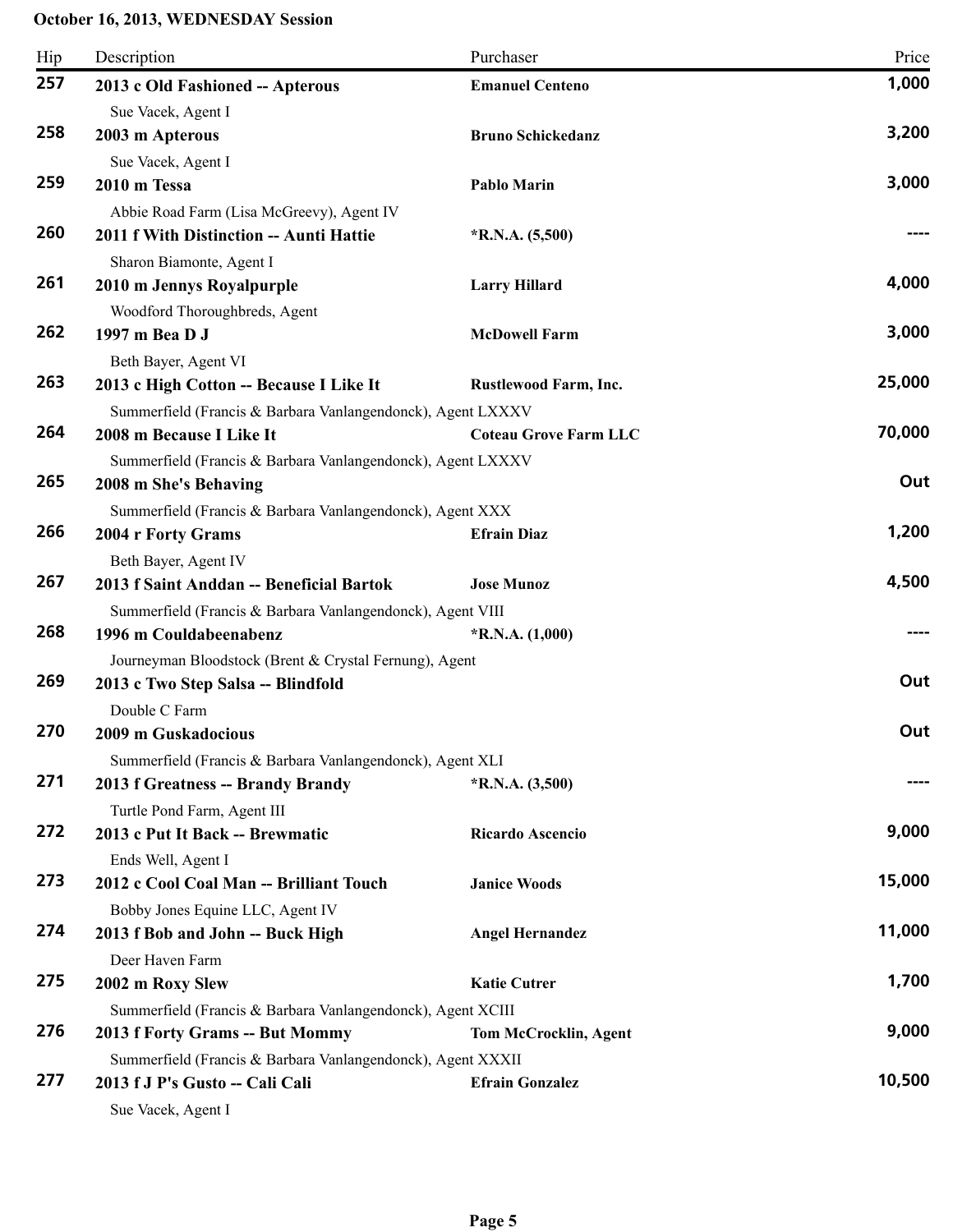**October 16, 2013, WEDNESDAY Session**

| Hip | Description | Purchaser | Price |
|---|---|---|---|
| 257 | **2013 c Old Fashioned -- Apterous**<br>Sue Vacek, Agent I | **Emanuel Centeno** | **1,000** |
| 258 | **2003 m Apterous**<br>Sue Vacek, Agent I | **Bruno Schickedanz** | **3,200** |
| 259 | **2010 m Tessa**<br>Abbie Road Farm (Lisa McGreevy), Agent IV | **Pablo Marin** | **3,000** |
| 260 | **2011 f With Distinction -- Aunti Hattie**<br>Sharon Biamonte, Agent I | ***R.N.A. (5,500)** | **----** |
| 261 | **2010 m Jennys Royalpurple**<br>Woodford Thoroughbreds, Agent | **Larry Hillard** | **4,000** |
| 262 | **1997 m Bea D J**<br>Beth Bayer, Agent VI | **McDowell Farm** | **3,000** |
| 263 | **2013 c High Cotton -- Because I Like It**<br>Summerfield (Francis & Barbara Vanlangendonck), Agent LXXXV | **Rustlewood Farm, Inc.** | **25,000** |
| 264 | **2008 m Because I Like It**<br>Summerfield (Francis & Barbara Vanlangendonck), Agent LXXXV | **Coteau Grove Farm LLC** | **70,000** |
| 265 | **2008 m She's Behaving**<br>Summerfield (Francis & Barbara Vanlangendonck), Agent XXX | | **Out** |
| 266 | **2004 r Forty Grams**<br>Beth Bayer, Agent IV | **Efrain Diaz** | **1,200** |
| 267 | **2013 f Saint Anddan -- Beneficial Bartok**<br>Summerfield (Francis & Barbara Vanlangendonck), Agent VIII | **Jose Munoz** | **4,500** |
| 268 | **1996 m Couldabeenabenz**<br>Journeyman Bloodstock (Brent & Crystal Fernung), Agent | ***R.N.A. (1,000)** | **----** |
| 269 | **2013 c Two Step Salsa -- Blindfold**<br>Double C Farm | | **Out** |
| 270 | **2009 m Guskadocious**<br>Summerfield (Francis & Barbara Vanlangendonck), Agent XLI | | **Out** |
| 271 | **2013 f Greatness -- Brandy Brandy**<br>Turtle Pond Farm, Agent III | ***R.N.A. (3,500)** | **----** |
| 272 | **2013 c Put It Back -- Brewmatic**<br>Ends Well, Agent I | **Ricardo Ascencio** | **9,000** |
| 273 | **2012 c Cool Coal Man -- Brilliant Touch**<br>Bobby Jones Equine LLC, Agent IV | **Janice Woods** | **15,000** |
| 274 | **2013 f Bob and John -- Buck High**<br>Deer Haven Farm | **Angel Hernandez** | **11,000** |
| 275 | **2002 m Roxy Slew**<br>Summerfield (Francis & Barbara Vanlangendonck), Agent XCIII | **Katie Cutrer** | **1,700** |
| 276 | **2013 f Forty Grams -- But Mommy**<br>Summerfield (Francis & Barbara Vanlangendonck), Agent XXXII | **Tom McCrocklin, Agent** | **9,000** |
| 277 | **2013 f J P's Gusto -- Cali Cali**<br>Sue Vacek, Agent I | **Efrain Gonzalez** | **10,500** |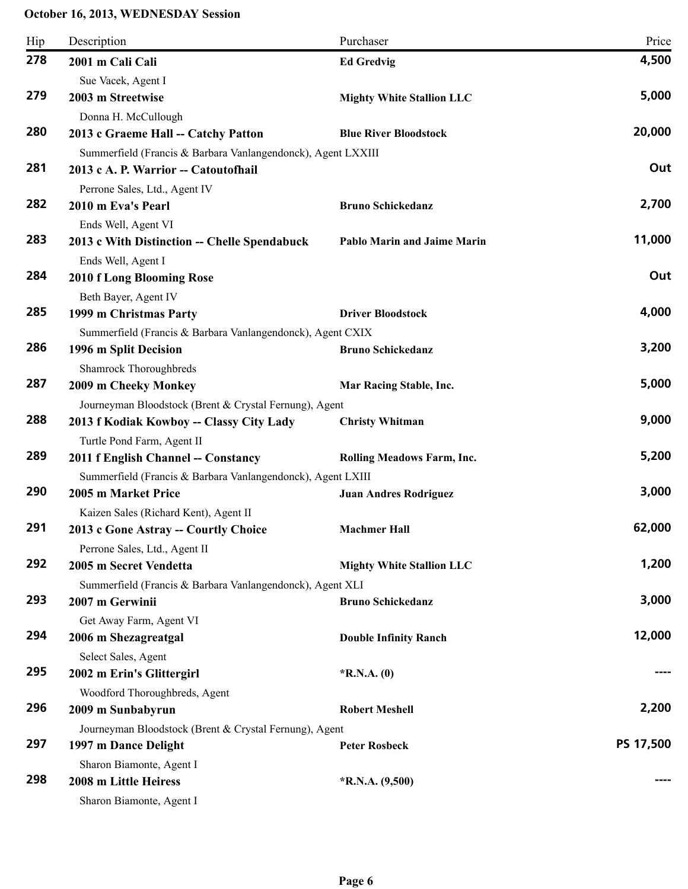**October 16, 2013, WEDNESDAY Session**

| Hip | Description | Purchaser | Price |
|---|---|---|---|
| 278 | **2001 m Cali Cali**<br>Sue Vacek, Agent I | Ed Gredvig | 4,500 |
| 279 | **2003 m Streetwise**<br>Donna H. McCullough | Mighty White Stallion LLC | 5,000 |
| 280 | **2013 c Graeme Hall -- Catchy Patton**<br>Summerfield (Francis & Barbara Vanlangendonck), Agent LXXIII | Blue River Bloodstock | 20,000 |
| 281 | **2013 c A. P. Warrior -- Catoutofhail**<br>Perrone Sales, Ltd., Agent IV | | Out |
| 282 | **2010 m Eva's Pearl**<br>Ends Well, Agent VI | Bruno Schickedanz | 2,700 |
| 283 | **2013 c With Distinction -- Chelle Spendabuck**<br>Ends Well, Agent I | Pablo Marin and Jaime Marin | 11,000 |
| 284 | **2010 f Long Blooming Rose**<br>Beth Bayer, Agent IV | | Out |
| 285 | **1999 m Christmas Party**<br>Summerfield (Francis & Barbara Vanlangendonck), Agent CXIX | Driver Bloodstock | 4,000 |
| 286 | **1996 m Split Decision**<br>Shamrock Thoroughbreds | Bruno Schickedanz | 3,200 |
| 287 | **2009 m Cheeky Monkey**<br>Journeyman Bloodstock (Brent & Crystal Fernung), Agent | Mar Racing Stable, Inc. | 5,000 |
| 288 | **2013 f Kodiak Kowboy -- Classy City Lady**<br>Turtle Pond Farm, Agent II | Christy Whitman | 9,000 |
| 289 | **2011 f English Channel -- Constancy**<br>Summerfield (Francis & Barbara Vanlangendonck), Agent LXIII | Rolling Meadows Farm, Inc. | 5,200 |
| 290 | **2005 m Market Price**<br>Kaizen Sales (Richard Kent), Agent II | Juan Andres Rodriguez | 3,000 |
| 291 | **2013 c Gone Astray -- Courtly Choice**<br>Perrone Sales, Ltd., Agent II | Machmer Hall | 62,000 |
| 292 | **2005 m Secret Vendetta**<br>Summerfield (Francis & Barbara Vanlangendonck), Agent XLI | Mighty White Stallion LLC | 1,200 |
| 293 | **2007 m Gerwinii**<br>Get Away Farm, Agent VI | Bruno Schickedanz | 3,000 |
| 294 | **2006 m Shezagreatgal**<br>Select Sales, Agent | Double Infinity Ranch | 12,000 |
| 295 | **2002 m Erin's Glittergirl**<br>Woodford Thoroughbreds, Agent | *R.N.A. (0) | ---- |
| 296 | **2009 m Sunbabyrun**<br>Journeyman Bloodstock (Brent & Crystal Fernung), Agent | Robert Meshell | 2,200 |
| 297 | **1997 m Dance Delight**<br>Sharon Biamonte, Agent I | Peter Rosbeck | PS 17,500 |
| 298 | **2008 m Little Heiress**<br>Sharon Biamonte, Agent I | *R.N.A. (9,500) | ---- |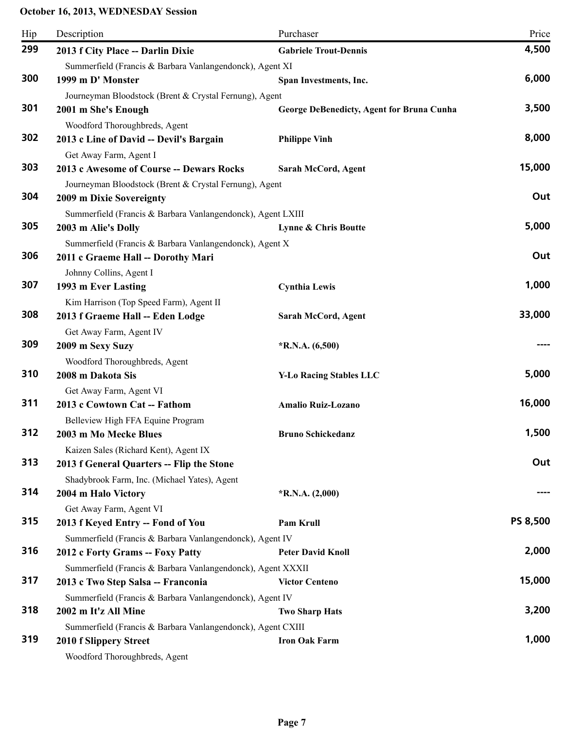**October 16, 2013, WEDNESDAY Session**

| Hip | Description | Purchaser | Price |
|---|---|---|---|
| 299 | **2013 f City Place -- Darlin Dixie**<br>Summerfield (Francis & Barbara Vanlangendonck), Agent XI | **Gabriele Trout-Dennis** | 4,500 |
| 300 | **1999 m D' Monster**<br>Journeyman Bloodstock (Brent & Crystal Fernung), Agent | **Span Investments, Inc.** | 6,000 |
| 301 | **2001 m She's Enough**<br>Woodford Thoroughbreds, Agent | **George DeBenedicty, Agent for Bruna Cunha** | 3,500 |
| 302 | **2013 c Line of David -- Devil's Bargain**<br>Get Away Farm, Agent I | **Philippe Vinh** | 8,000 |
| 303 | **2013 c Awesome of Course -- Dewars Rocks**<br>Journeyman Bloodstock (Brent & Crystal Fernung), Agent | **Sarah McCord, Agent** | 15,000 |
| 304 | **2009 m Dixie Sovereignty**<br>Summerfield (Francis & Barbara Vanlangendonck), Agent LXIII | | Out |
| 305 | **2003 m Alie's Dolly**<br>Summerfield (Francis & Barbara Vanlangendonck), Agent X | **Lynne & Chris Boutte** | 5,000 |
| 306 | **2011 c Graeme Hall -- Dorothy Mari**<br>Johnny Collins, Agent I | | Out |
| 307 | **1993 m Ever Lasting**<br>Kim Harrison (Top Speed Farm), Agent II | **Cynthia Lewis** | 1,000 |
| 308 | **2013 f Graeme Hall -- Eden Lodge**<br>Get Away Farm, Agent IV | **Sarah McCord, Agent** | 33,000 |
| 309 | **2009 m Sexy Suzy**<br>Woodford Thoroughbreds, Agent | ***R.N.A. (6,500)** | ---- |
| 310 | **2008 m Dakota Sis**<br>Get Away Farm, Agent VI | **Y-Lo Racing Stables LLC** | 5,000 |
| 311 | **2013 c Cowtown Cat -- Fathom**<br>Belleview High FFA Equine Program | **Amalio Ruiz-Lozano** | 16,000 |
| 312 | **2003 m Mo Mecke Blues**<br>Kaizen Sales (Richard Kent), Agent IX | **Bruno Schickedanz** | 1,500 |
| 313 | **2013 f General Quarters -- Flip the Stone**<br>Shadybrook Farm, Inc. (Michael Yates), Agent | | Out |
| 314 | **2004 m Halo Victory**<br>Get Away Farm, Agent VI | ***R.N.A. (2,000)** | ---- |
| 315 | **2013 f Keyed Entry -- Fond of You**<br>Summerfield (Francis & Barbara Vanlangendonck), Agent IV | **Pam Krull** | PS 8,500 |
| 316 | **2012 c Forty Grams -- Foxy Patty**<br>Summerfield (Francis & Barbara Vanlangendonck), Agent XXXII | **Peter David Knoll** | 2,000 |
| 317 | **2013 c Two Step Salsa -- Franconia**<br>Summerfield (Francis & Barbara Vanlangendonck), Agent IV | **Victor Centeno** | 15,000 |
| 318 | **2002 m It'z All Mine**<br>Summerfield (Francis & Barbara Vanlangendonck), Agent CXIII | **Two Sharp Hats** | 3,200 |
| 319 | **2010 f Slippery Street**<br>Woodford Thoroughbreds, Agent | **Iron Oak Farm** | 1,000 |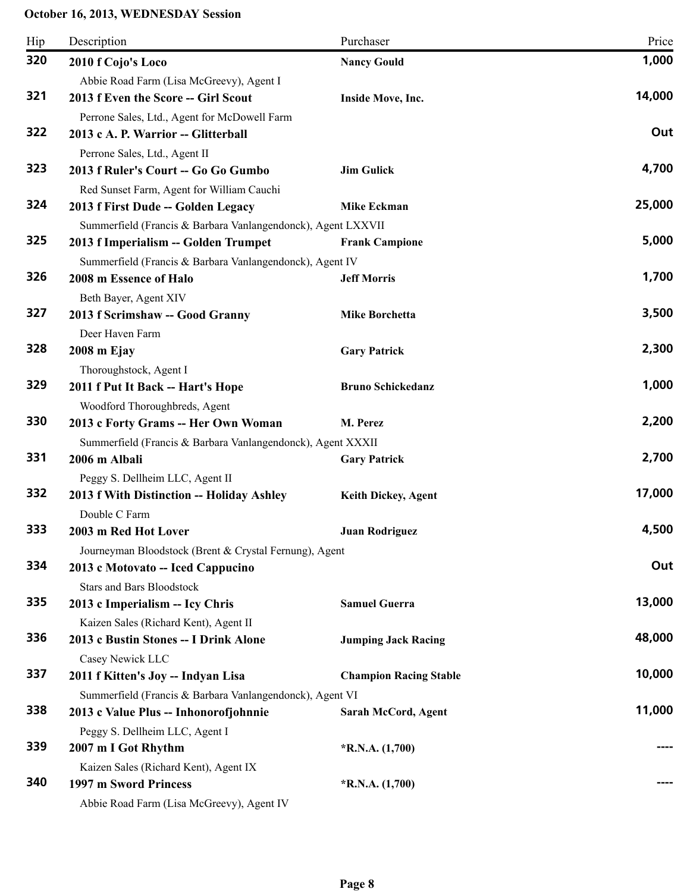**October 16, 2013, WEDNESDAY Session**

| Hip | Description | Purchaser | Price |
|---|---|---|---|
| **320** | **2010 f Cojo's Loco**<br>Abbie Road Farm (Lisa McGreevy), Agent I | **Nancy Gould** | **1,000** |
| **321** | **2013 f Even the Score -- Girl Scout**<br>Perrone Sales, Ltd., Agent for McDowell Farm | **Inside Move, Inc.** | **14,000** |
| **322** | **2013 c A. P. Warrior -- Glitterball**<br>Perrone Sales, Ltd., Agent II | | **Out** |
| **323** | **2013 f Ruler's Court -- Go Go Gumbo**<br>Red Sunset Farm, Agent for William Cauchi | **Jim Gulick** | **4,700** |
| **324** | **2013 f First Dude -- Golden Legacy**<br>Summerfield (Francis & Barbara Vanlangendonck), Agent LXXVII | **Mike Eckman** | **25,000** |
| **325** | **2013 f Imperialism -- Golden Trumpet**<br>Summerfield (Francis & Barbara Vanlangendonck), Agent IV | **Frank Campione** | **5,000** |
| **326** | **2008 m Essence of Halo**<br>Beth Bayer, Agent XIV | **Jeff Morris** | **1,700** |
| **327** | **2013 f Scrimshaw -- Good Granny**<br>Deer Haven Farm | **Mike Borchetta** | **3,500** |
| **328** | **2008 m Ejay**<br>Thoroughstock, Agent I | **Gary Patrick** | **2,300** |
| **329** | **2011 f Put It Back -- Hart's Hope**<br>Woodford Thoroughbreds, Agent | **Bruno Schickedanz** | **1,000** |
| **330** | **2013 c Forty Grams -- Her Own Woman**<br>Summerfield (Francis & Barbara Vanlangendonck), Agent XXXII | **M. Perez** | **2,200** |
| **331** | **2006 m Albali**<br>Peggy S. Dellheim LLC, Agent II | **Gary Patrick** | **2,700** |
| **332** | **2013 f With Distinction -- Holiday Ashley**<br>Double C Farm | **Keith Dickey, Agent** | **17,000** |
| **333** | **2003 m Red Hot Lover**<br>Journeyman Bloodstock (Brent & Crystal Fernung), Agent | **Juan Rodriguez** | **4,500** |
| **334** | **2013 c Motovato -- Iced Cappucino**<br>Stars and Bars Bloodstock | | **Out** |
| **335** | **2013 c Imperialism -- Icy Chris**<br>Kaizen Sales (Richard Kent), Agent II | **Samuel Guerra** | **13,000** |
| **336** | **2013 c Bustin Stones -- I Drink Alone**<br>Casey Newick LLC | **Jumping Jack Racing** | **48,000** |
| **337** | **2011 f Kitten's Joy -- Indyan Lisa**<br>Summerfield (Francis & Barbara Vanlangendonck), Agent VI | **Champion Racing Stable** | **10,000** |
| **338** | **2013 c Value Plus -- Inhonorofjohnnie**<br>Peggy S. Dellheim LLC, Agent I | **Sarah McCord, Agent** | **11,000** |
| **339** | **2007 m I Got Rhythm**<br>Kaizen Sales (Richard Kent), Agent IX | ***R.N.A. (1,700)** | **----** |
| **340** | **1997 m Sword Princess**<br>Abbie Road Farm (Lisa McGreevy), Agent IV | ***R.N.A. (1,700)** | **----** |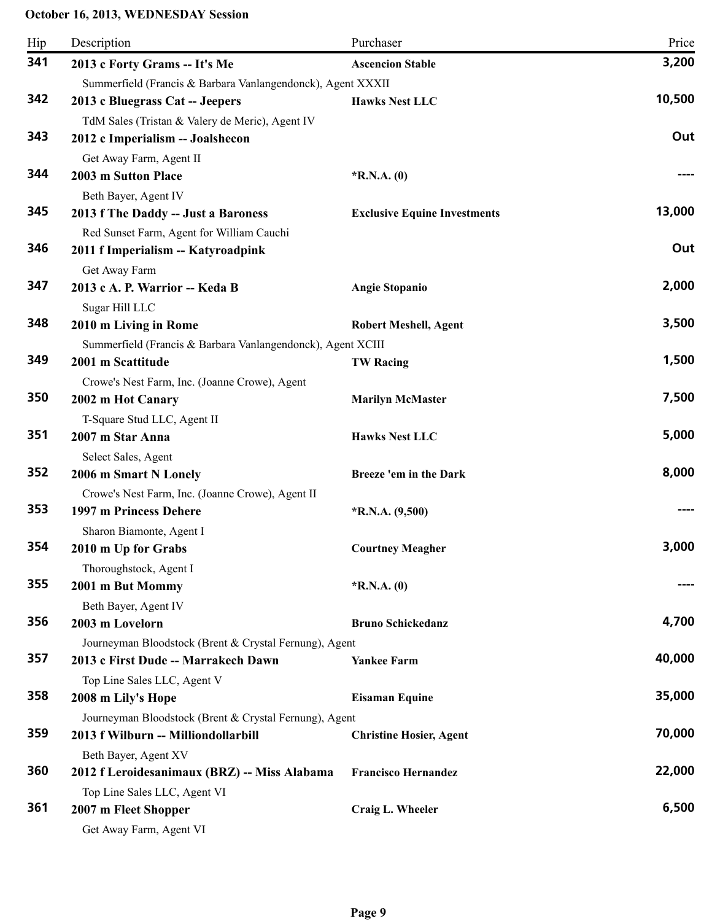**October 16, 2013, WEDNESDAY Session**

| Hip | Description | Purchaser | Price |
|---|---|---|---|
| **341** | **2013 c Forty Grams -- It's Me** | **Ascencion Stable** | **3,200** |
| | Summerfield (Francis & Barbara Vanlangendonck), Agent XXXII | | |
| **342** | **2013 c Bluegrass Cat -- Jeepers** | **Hawks Nest LLC** | **10,500** |
| | TdM Sales (Tristan & Valery de Meric), Agent IV | | |
| **343** | **2012 c Imperialism -- Joalshecon** | | **Out** |
| | Get Away Farm, Agent II | | |
| **344** | **2003 m Sutton Place** | ***R.N.A. (0)** | **----** |
| | Beth Bayer, Agent IV | | |
| **345** | **2013 f The Daddy -- Just a Baroness** | **Exclusive Equine Investments** | **13,000** |
| | Red Sunset Farm, Agent for William Cauchi | | |
| **346** | **2011 f Imperialism -- Katyroadpink** | | **Out** |
| | Get Away Farm | | |
| **347** | **2013 c A. P. Warrior -- Keda B** | **Angie Stopanio** | **2,000** |
| | Sugar Hill LLC | | |
| **348** | **2010 m Living in Rome** | **Robert Meshell, Agent** | **3,500** |
| | Summerfield (Francis & Barbara Vanlangendonck), Agent XCIII | | |
| **349** | **2001 m Scattitude** | **TW Racing** | **1,500** |
| | Crowe's Nest Farm, Inc. (Joanne Crowe), Agent | | |
| **350** | **2002 m Hot Canary** | **Marilyn McMaster** | **7,500** |
| | T-Square Stud LLC, Agent II | | |
| **351** | **2007 m Star Anna** | **Hawks Nest LLC** | **5,000** |
| | Select Sales, Agent | | |
| **352** | **2006 m Smart N Lonely** | **Breeze 'em in the Dark** | **8,000** |
| | Crowe's Nest Farm, Inc. (Joanne Crowe), Agent II | | |
| **353** | **1997 m Princess Dehere** | ***R.N.A. (9,500)** | **----** |
| | Sharon Biamonte, Agent I | | |
| **354** | **2010 m Up for Grabs** | **Courtney Meagher** | **3,000** |
| | Thoroughstock, Agent I | | |
| **355** | **2001 m But Mommy** | ***R.N.A. (0)** | **----** |
| | Beth Bayer, Agent IV | | |
| **356** | **2003 m Lovelorn** | **Bruno Schickedanz** | **4,700** |
| | Journeyman Bloodstock (Brent & Crystal Fernung), Agent | | |
| **357** | **2013 c First Dude -- Marrakech Dawn** | **Yankee Farm** | **40,000** |
| | Top Line Sales LLC, Agent V | | |
| **358** | **2008 m Lily's Hope** | **Eisaman Equine** | **35,000** |
| | Journeyman Bloodstock (Brent & Crystal Fernung), Agent | | |
| **359** | **2013 f Wilburn -- Milliondollarbill** | **Christine Hosier, Agent** | **70,000** |
| | Beth Bayer, Agent XV | | |
| **360** | **2012 f Leroidesanimaux (BRZ) -- Miss Alabama** | **Francisco Hernandez** | **22,000** |
| | Top Line Sales LLC, Agent VI | | |
| **361** | **2007 m Fleet Shopper** | **Craig L. Wheeler** | **6,500** |
| | Get Away Farm, Agent VI | | |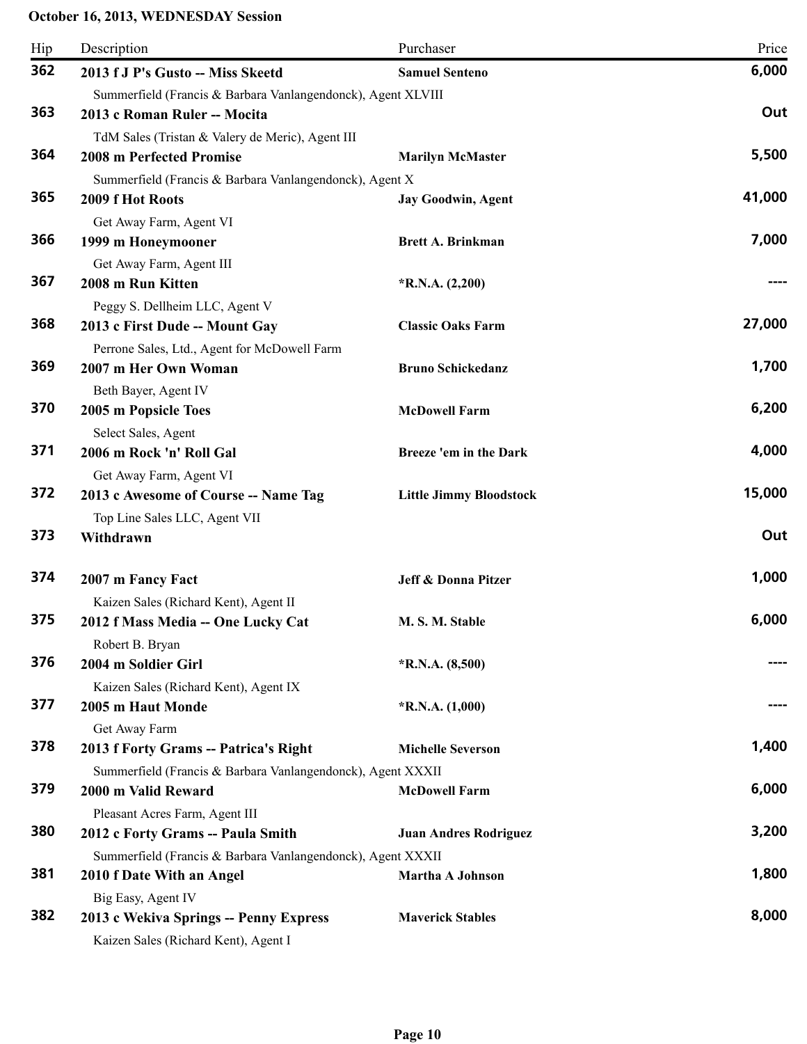**October 16, 2013, WEDNESDAY Session**

| Hip | Description | Purchaser | Price |
|---|---|---|---|
| 362 | **2013 f J P's Gusto -- Miss Skeetd**<br>Summerfield (Francis & Barbara Vanlangendonck), Agent XLVIII | **Samuel Senteno** | 6,000 |
| 363 | **2013 c Roman Ruler -- Mocita**<br>TdM Sales (Tristan & Valery de Meric), Agent III | | Out |
| 364 | **2008 m Perfected Promise**<br>Summerfield (Francis & Barbara Vanlangendonck), Agent X | **Marilyn McMaster** | 5,500 |
| 365 | **2009 f Hot Roots**<br>Get Away Farm, Agent VI | **Jay Goodwin, Agent** | 41,000 |
| 366 | **1999 m Honeymooner**<br>Get Away Farm, Agent III | **Brett A. Brinkman** | 7,000 |
| 367 | **2008 m Run Kitten**<br>Peggy S. Dellheim LLC, Agent V | ***R.N.A. (2,200)** | ---- |
| 368 | **2013 c First Dude -- Mount Gay**<br>Perrone Sales, Ltd., Agent for McDowell Farm | **Classic Oaks Farm** | 27,000 |
| 369 | **2007 m Her Own Woman**<br>Beth Bayer, Agent IV | **Bruno Schickedanz** | 1,700 |
| 370 | **2005 m Popsicle Toes**<br>Select Sales, Agent | **McDowell Farm** | 6,200 |
| 371 | **2006 m Rock 'n' Roll Gal**<br>Get Away Farm, Agent VI | **Breeze 'em in the Dark** | 4,000 |
| 372 | **2013 c Awesome of Course -- Name Tag**<br>Top Line Sales LLC, Agent VII | **Little Jimmy Bloodstock** | 15,000 |
| 373 | **Withdrawn** | | Out |
| 374 | **2007 m Fancy Fact**<br>Kaizen Sales (Richard Kent), Agent II | **Jeff & Donna Pitzer** | 1,000 |
| 375 | **2012 f Mass Media -- One Lucky Cat**<br>Robert B. Bryan | **M. S. M. Stable** | 6,000 |
| 376 | **2004 m Soldier Girl**<br>Kaizen Sales (Richard Kent), Agent IX | ***R.N.A. (8,500)** | ---- |
| 377 | **2005 m Haut Monde**<br>Get Away Farm | ***R.N.A. (1,000)** | ---- |
| 378 | **2013 f Forty Grams -- Patrica's Right**<br>Summerfield (Francis & Barbara Vanlangendonck), Agent XXXII | **Michelle Severson** | 1,400 |
| 379 | **2000 m Valid Reward**<br>Pleasant Acres Farm, Agent III | **McDowell Farm** | 6,000 |
| 380 | **2012 c Forty Grams -- Paula Smith**<br>Summerfield (Francis & Barbara Vanlangendonck), Agent XXXII | **Juan Andres Rodriguez** | 3,200 |
| 381 | **2010 f Date With an Angel**<br>Big Easy, Agent IV | **Martha A Johnson** | 1,800 |
| 382 | **2013 c Wekiva Springs -- Penny Express**<br>Kaizen Sales (Richard Kent), Agent I | **Maverick Stables** | 8,000 |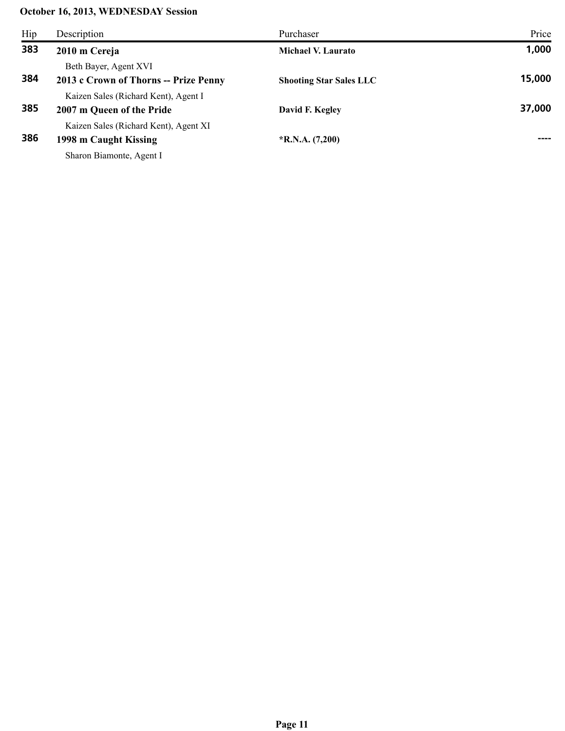**October 16, 2013, WEDNESDAY Session**

| Hip | Description | Purchaser | Price |
|---|---|---|---|
| **383** | **2010 m Cereja**<br>Beth Bayer, Agent XVI | **Michael V. Laurato** | **1,000** |
| **384** | **2013 c Crown of Thorns -- Prize Penny**<br>Kaizen Sales (Richard Kent), Agent I | **Shooting Star Sales LLC** | **15,000** |
| **385** | **2007 m Queen of the Pride**<br>Kaizen Sales (Richard Kent), Agent XI | **David F. Kegley** | **37,000** |
| **386** | **1998 m Caught Kissing**<br>Sharon Biamonte, Agent I | ***R.N.A. (7,200)** | **----** |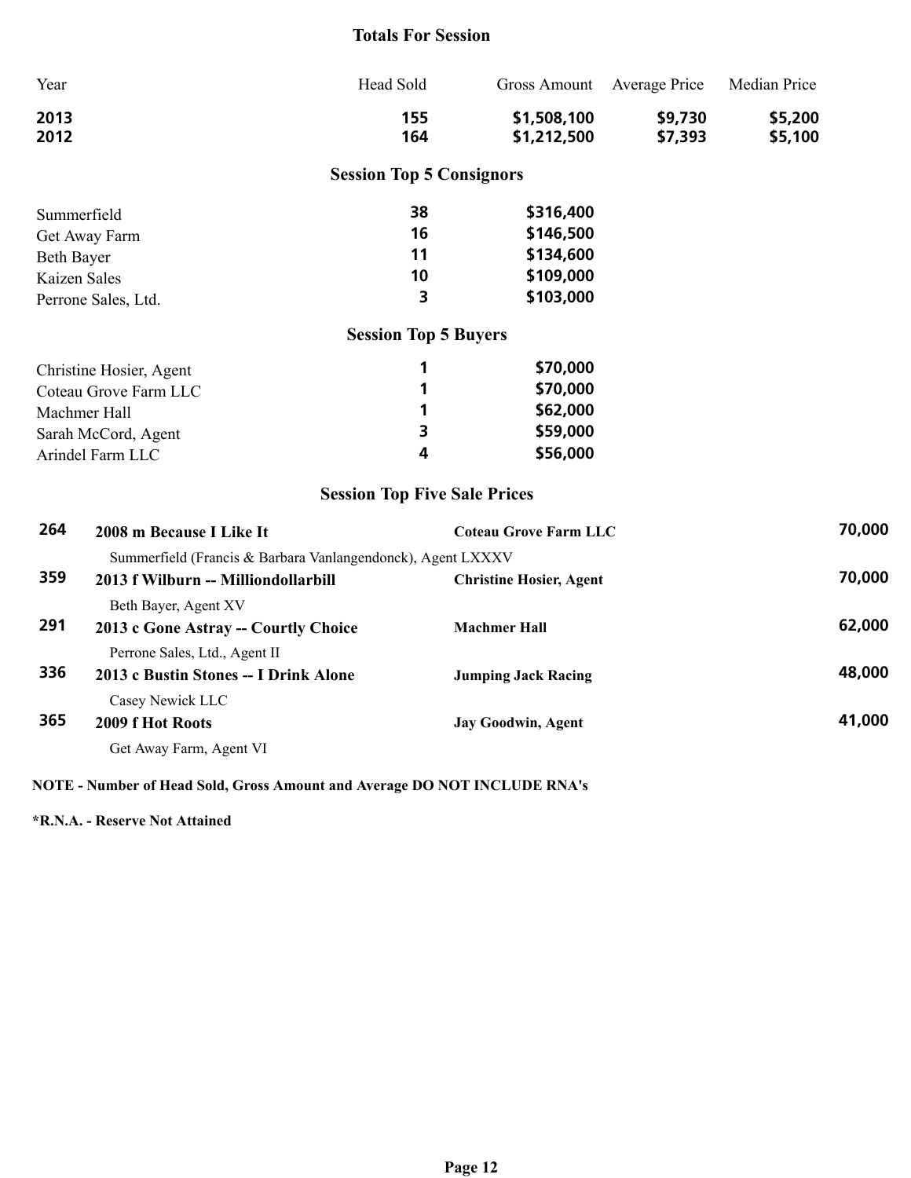## Totals For Session

| Year | Head Sold | Gross Amount | Average Price | Median Price |
|---|---|---|---|---|
| **2013** | **155** | **$1,508,100** | **$9,730** | **$5,200** |
| **2012** | **164** | **$1,212,500** | **$7,393** | **$5,100** |

## Session Top 5 Consignors

| | | |
|---|---|---|
| Summerfield | **38** | **$316,400** |
| Get Away Farm | **16** | **$146,500** |
| Beth Bayer | **11** | **$134,600** |
| Kaizen Sales | **10** | **$109,000** |
| Perrone Sales, Ltd. | **3** | **$103,000** |

## Session Top 5 Buyers

| | | |
|---|---|---|
| Christine Hosier, Agent | **1** | **$70,000** |
| Coteau Grove Farm LLC | **1** | **$70,000** |
| Machmer Hall | **1** | **$62,000** |
| Sarah McCord, Agent | **3** | **$59,000** |
| Arindel Farm LLC | **4** | **$56,000** |

## Session Top Five Sale Prices

| | | | |
|---|---|---|---|
| **264** | **2008 m Because I Like It**<br>Summerfield (Francis & Barbara Vanlangendonck), Agent LXXXV | **Coteau Grove Farm LLC** | **70,000** |
| **359** | **2013 f Wilburn -- Milliondollarbill**<br>Beth Bayer, Agent XV | **Christine Hosier, Agent** | **70,000** |
| **291** | **2013 c Gone Astray -- Courtly Choice**<br>Perrone Sales, Ltd., Agent II | **Machmer Hall** | **62,000** |
| **336** | **2013 c Bustin Stones -- I Drink Alone**<br>Casey Newick LLC | **Jumping Jack Racing** | **48,000** |
| **365** | **2009 f Hot Roots**<br>Get Away Farm, Agent VI | **Jay Goodwin, Agent** | **41,000** |

**NOTE - Number of Head Sold, Gross Amount and Average DO NOT INCLUDE RNA's**

**\*R.N.A. - Reserve Not Attained**